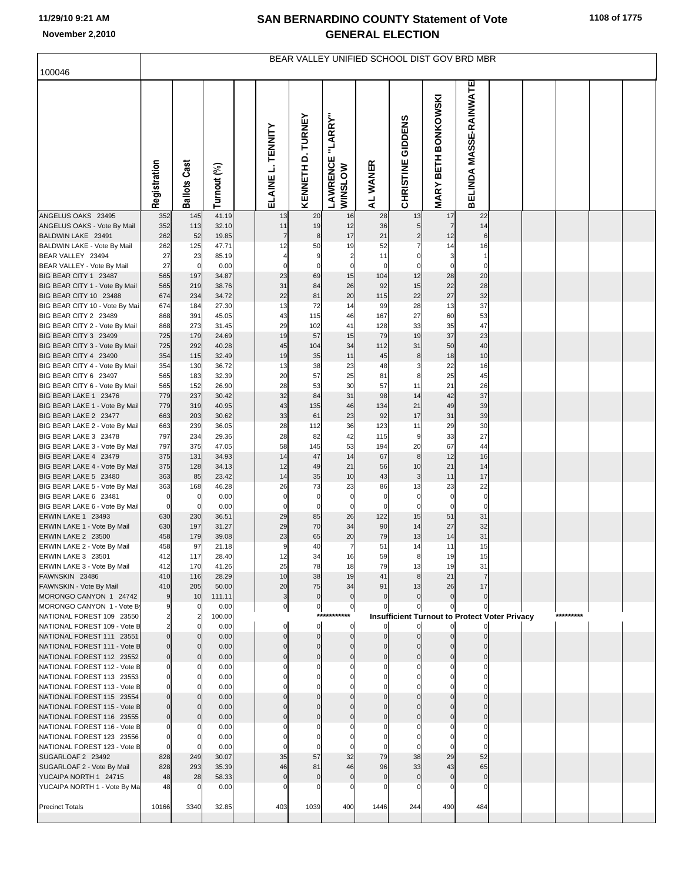# SAN BERNARDINO COUNTY Statement of Vote
## GENERAL ELECTION

November 2,2010

100046

BEAR VALLEY UNIFIED SCHOOL DIST GOV BRD MBR

| | Registration | Ballots Cast | Turnout (%) | ELAINE L. TENNITY | KENNETH D. TURNEY | LAWRENCE "LARRY" WINSLOW | AL WANER | CHRISTINE GIDDENS | MARY BETH BONKOWSKI | BELINDA MASSE-RAINWATER |
|---|---|---|---|---|---|---|---|---|---|---|
| ANGELUS OAKS 23495 | 352 | 145 | 41.19 | 13 | 20 | 16 | 28 | 13 | 17 | 22 |
| ANGELUS OAKS - Vote By Mail | 352 | 113 | 32.10 | 11 | 19 | 12 | 36 | 5 | 7 | 14 |
| BALDWIN LAKE 23491 | 262 | 52 | 19.85 | 7 | 8 | 17 | 21 | 2 | 12 | 6 |
| BALDWIN LAKE - Vote By Mail | 262 | 125 | 47.71 | 12 | 50 | 19 | 52 | 7 | 14 | 16 |
| BEAR VALLEY 23494 | 27 | 23 | 85.19 | 4 | 9 | 2 | 11 | 0 | 3 | 1 |
| BEAR VALLEY - Vote By Mail | 27 | 0 | 0.00 | 0 | 0 | 0 | 0 | 0 | 0 | 0 |
| BIG BEAR CITY 1 23487 | 565 | 197 | 34.87 | 23 | 69 | 15 | 104 | 12 | 28 | 20 |
| BIG BEAR CITY 1 - Vote By Mail | 565 | 219 | 38.76 | 31 | 84 | 26 | 92 | 15 | 22 | 28 |
| BIG BEAR CITY 10 23488 | 674 | 234 | 34.72 | 22 | 81 | 20 | 115 | 22 | 27 | 32 |
| BIG BEAR CITY 10 - Vote By Mai | 674 | 184 | 27.30 | 13 | 72 | 14 | 99 | 28 | 13 | 37 |
| BIG BEAR CITY 2 23489 | 868 | 391 | 45.05 | 43 | 115 | 46 | 167 | 27 | 60 | 53 |
| BIG BEAR CITY 2 - Vote By Mail | 868 | 273 | 31.45 | 29 | 102 | 41 | 128 | 33 | 35 | 47 |
| BIG BEAR CITY 3 23499 | 725 | 179 | 24.69 | 19 | 57 | 15 | 79 | 19 | 37 | 23 |
| BIG BEAR CITY 3 - Vote By Mail | 725 | 292 | 40.28 | 45 | 104 | 34 | 112 | 31 | 50 | 40 |
| BIG BEAR CITY 4 23490 | 354 | 115 | 32.49 | 19 | 35 | 11 | 45 | 8 | 18 | 10 |
| BIG BEAR CITY 4 - Vote By Mail | 354 | 130 | 36.72 | 13 | 38 | 23 | 48 | 3 | 22 | 16 |
| BIG BEAR CITY 6 23497 | 565 | 183 | 32.39 | 20 | 57 | 25 | 81 | 8 | 25 | 45 |
| BIG BEAR CITY 6 - Vote By Mail | 565 | 152 | 26.90 | 28 | 53 | 30 | 57 | 11 | 21 | 26 |
| BIG BEAR LAKE 1 23476 | 779 | 237 | 30.42 | 32 | 84 | 31 | 98 | 14 | 42 | 37 |
| BIG BEAR LAKE 1 - Vote By Mail | 779 | 319 | 40.95 | 43 | 135 | 46 | 134 | 21 | 49 | 39 |
| BIG BEAR LAKE 2 23477 | 663 | 203 | 30.62 | 33 | 61 | 23 | 92 | 17 | 31 | 39 |
| BIG BEAR LAKE 2 - Vote By Mail | 663 | 239 | 36.05 | 28 | 112 | 36 | 123 | 11 | 29 | 30 |
| BIG BEAR LAKE 3 23478 | 797 | 234 | 29.36 | 28 | 82 | 42 | 115 | 9 | 33 | 27 |
| BIG BEAR LAKE 3 - Vote By Mail | 797 | 375 | 47.05 | 58 | 145 | 53 | 194 | 20 | 67 | 44 |
| BIG BEAR LAKE 4 23479 | 375 | 131 | 34.93 | 14 | 47 | 14 | 67 | 8 | 12 | 16 |
| BIG BEAR LAKE 4 - Vote By Mail | 375 | 128 | 34.13 | 12 | 49 | 21 | 56 | 10 | 21 | 14 |
| BIG BEAR LAKE 5 23480 | 363 | 85 | 23.42 | 14 | 35 | 10 | 43 | 3 | 11 | 17 |
| BIG BEAR LAKE 5 - Vote By Mail | 363 | 168 | 46.28 | 26 | 73 | 23 | 86 | 13 | 23 | 22 |
| BIG BEAR LAKE 6 23481 | 0 | 0 | 0.00 | 0 | 0 | 0 | 0 | 0 | 0 | 0 |
| BIG BEAR LAKE 6 - Vote By Mail | 0 | 0 | 0.00 | 0 | 0 | 0 | 0 | 0 | 0 | 0 |
| ERWIN LAKE 1 23493 | 630 | 230 | 36.51 | 29 | 85 | 26 | 122 | 15 | 51 | 31 |
| ERWIN LAKE 1 - Vote By Mail | 630 | 197 | 31.27 | 29 | 70 | 34 | 90 | 14 | 27 | 32 |
| ERWIN LAKE 2 23500 | 458 | 179 | 39.08 | 23 | 65 | 20 | 79 | 13 | 14 | 31 |
| ERWIN LAKE 2 - Vote By Mail | 458 | 97 | 21.18 | 9 | 40 | 7 | 51 | 14 | 11 | 15 |
| ERWIN LAKE 3 23501 | 412 | 117 | 28.40 | 12 | 34 | 16 | 59 | 8 | 19 | 15 |
| ERWIN LAKE 3 - Vote By Mail | 412 | 170 | 41.26 | 25 | 78 | 18 | 79 | 13 | 19 | 31 |
| FAWNSKIN 23486 | 410 | 116 | 28.29 | 10 | 38 | 19 | 41 | 8 | 21 | 7 |
| FAWNSKIN - Vote By Mail | 410 | 205 | 50.00 | 20 | 75 | 34 | 91 | 13 | 26 | 17 |
| MORONGO CANYON 1 24742 | 9 | 10 | 111.11 | 3 | 0 | 0 | 0 | 0 | 0 | 0 |
| MORONGO CANYON 1 - Vote By | 9 | 0 | 0.00 | 0 | 0 | 0 | 0 | 0 | 0 | 0 |
| NATIONAL FOREST 109 23550 | 2 | 2 | 100.00 | | | *********** Insufficient Turnout to Protect Voter Privacy ********* | | | | |
| NATIONAL FOREST 109 - Vote B | 2 | 0 | 0.00 | 0 | 0 | 0 | 0 | 0 | 0 | 0 |
| NATIONAL FOREST 111 23551 | 0 | 0 | 0.00 | 0 | 0 | 0 | 0 | 0 | 0 | 0 |
| NATIONAL FOREST 111 - Vote B | 0 | 0 | 0.00 | 0 | 0 | 0 | 0 | 0 | 0 | 0 |
| NATIONAL FOREST 112 23552 | 0 | 0 | 0.00 | 0 | 0 | 0 | 0 | 0 | 0 | 0 |
| NATIONAL FOREST 112 - Vote B | 0 | 0 | 0.00 | 0 | 0 | 0 | 0 | 0 | 0 | 0 |
| NATIONAL FOREST 113 23553 | 0 | 0 | 0.00 | 0 | 0 | 0 | 0 | 0 | 0 | 0 |
| NATIONAL FOREST 113 - Vote B | 0 | 0 | 0.00 | 0 | 0 | 0 | 0 | 0 | 0 | 0 |
| NATIONAL FOREST 115 23554 | 0 | 0 | 0.00 | 0 | 0 | 0 | 0 | 0 | 0 | 0 |
| NATIONAL FOREST 115 - Vote B | 0 | 0 | 0.00 | 0 | 0 | 0 | 0 | 0 | 0 | 0 |
| NATIONAL FOREST 116 23555 | 0 | 0 | 0.00 | 0 | 0 | 0 | 0 | 0 | 0 | 0 |
| NATIONAL FOREST 116 - Vote B | 0 | 0 | 0.00 | 0 | 0 | 0 | 0 | 0 | 0 | 0 |
| NATIONAL FOREST 123 23556 | 0 | 0 | 0.00 | 0 | 0 | 0 | 0 | 0 | 0 | 0 |
| NATIONAL FOREST 123 - Vote B | 0 | 0 | 0.00 | 0 | 0 | 0 | 0 | 0 | 0 | 0 |
| SUGARLOAF 2 23492 | 828 | 249 | 30.07 | 35 | 57 | 32 | 79 | 38 | 29 | 52 |
| SUGARLOAF 2 - Vote By Mail | 828 | 293 | 35.39 | 46 | 81 | 46 | 96 | 33 | 43 | 65 |
| YUCAIPA NORTH 1 24715 | 48 | 28 | 58.33 | 0 | 0 | 0 | 0 | 0 | 0 | 0 |
| YUCAIPA NORTH 1 - Vote By Ma | 48 | 0 | 0.00 | 0 | 0 | 0 | 0 | 0 | 0 | 0 |
| Precinct Totals | 10166 | 3340 | 32.85 | 403 | 1039 | 400 | 1446 | 244 | 490 | 484 |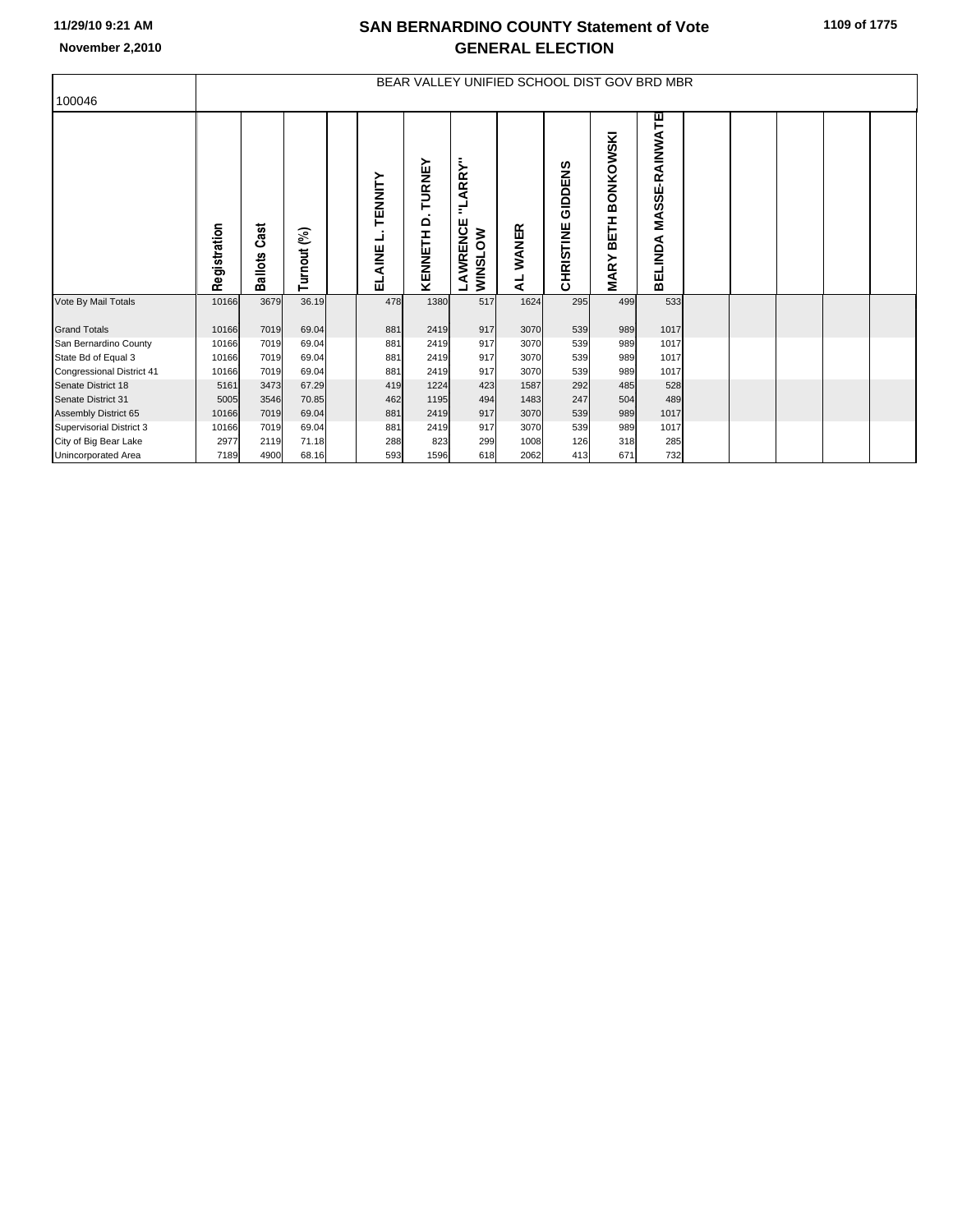# SAN BERNARDINO COUNTY Statement of Vote
## GENERAL ELECTION

11/29/10 9:21 AM

November 2,2010

| 100046 | BEAR VALLEY UNIFIED SCHOOL DIST GOV BRD MBR | | | | | | | | | | | | | | | |
|---|---|---|---|---|---|---|---|---|---|---|---|---|---|---|---|---|
| | Registration | Ballots Cast | Turnout (%) | | ELAINE L. TENNITY | KENNETH D. TURNEY | LAWRENCE "LARRY" WINSLOW | AL WANER | CHRISTINE GIDDENS | MARY BETH BONKOWSKI | BELINDA MASSE-RAINWATER | | | | | |
| Vote By Mail Totals | 10166 | 3679 | 36.19 | | 478 | 1380 | 517 | 1624 | 295 | 499 | 533 | | | | | |
| Grand Totals | 10166 | 7019 | 69.04 | | 881 | 2419 | 917 | 3070 | 539 | 989 | 1017 | | | | | |
| San Bernardino County | 10166 | 7019 | 69.04 | | 881 | 2419 | 917 | 3070 | 539 | 989 | 1017 | | | | | |
| State Bd of Equal 3 | 10166 | 7019 | 69.04 | | 881 | 2419 | 917 | 3070 | 539 | 989 | 1017 | | | | | |
| Congressional District 41 | 10166 | 7019 | 69.04 | | 881 | 2419 | 917 | 3070 | 539 | 989 | 1017 | | | | | |
| Senate District 18 | 5161 | 3473 | 67.29 | | 419 | 1224 | 423 | 1587 | 292 | 485 | 528 | | | | | |
| Senate District 31 | 5005 | 3546 | 70.85 | | 462 | 1195 | 494 | 1483 | 247 | 504 | 489 | | | | | |
| Assembly District 65 | 10166 | 7019 | 69.04 | | 881 | 2419 | 917 | 3070 | 539 | 989 | 1017 | | | | | |
| Supervisorial District 3 | 10166 | 7019 | 69.04 | | 881 | 2419 | 917 | 3070 | 539 | 989 | 1017 | | | | | |
| City of Big Bear Lake | 2977 | 2119 | 71.18 | | 288 | 823 | 299 | 1008 | 126 | 318 | 285 | | | | | |
| Unincorporated Area | 7189 | 4900 | 68.16 | | 593 | 1596 | 618 | 2062 | 413 | 671 | 732 | | | | | |